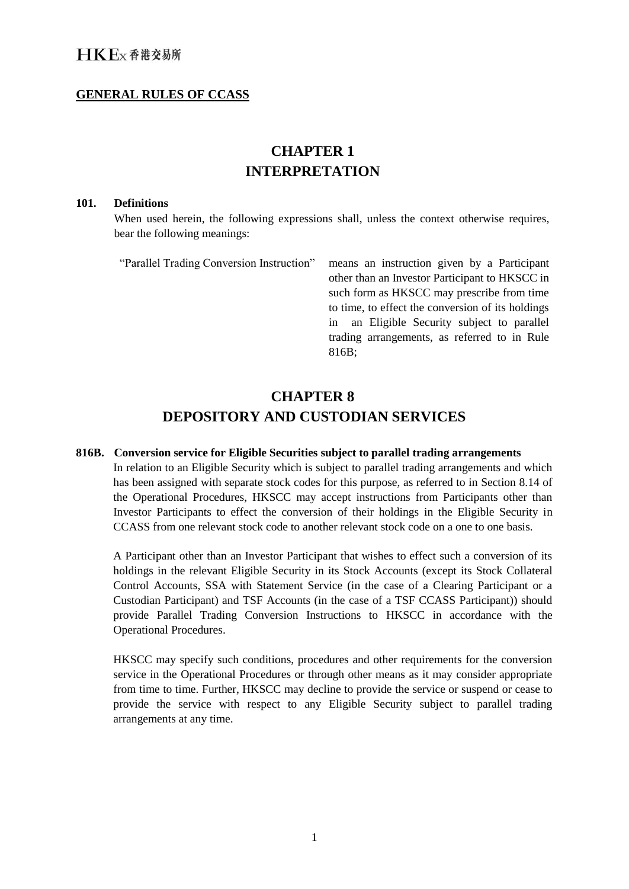**GENERAL RULES OF CCASS**

# CHAPTER 1
# INTERPRETATION

**101. Definitions**

When used herein, the following expressions shall, unless the context otherwise requires, bear the following meanings:

| | |
|---|---|
| "Parallel Trading Conversion Instruction" | means an instruction given by a Participant other than an Investor Participant to HKSCC in such form as HKSCC may prescribe from time to time, to effect the conversion of its holdings in an Eligible Security subject to parallel trading arrangements, as referred to in Rule 816B; |

# CHAPTER 8
# DEPOSITORY AND CUSTODIAN SERVICES

**816B. Conversion service for Eligible Securities subject to parallel trading arrangements**

In relation to an Eligible Security which is subject to parallel trading arrangements and which has been assigned with separate stock codes for this purpose, as referred to in Section 8.14 of the Operational Procedures, HKSCC may accept instructions from Participants other than Investor Participants to effect the conversion of their holdings in the Eligible Security in CCASS from one relevant stock code to another relevant stock code on a one to one basis.

A Participant other than an Investor Participant that wishes to effect such a conversion of its holdings in the relevant Eligible Security in its Stock Accounts (except its Stock Collateral Control Accounts, SSA with Statement Service (in the case of a Clearing Participant or a Custodian Participant) and TSF Accounts (in the case of a TSF CCASS Participant)) should provide Parallel Trading Conversion Instructions to HKSCC in accordance with the Operational Procedures.

HKSCC may specify such conditions, procedures and other requirements for the conversion service in the Operational Procedures or through other means as it may consider appropriate from time to time. Further, HKSCC may decline to provide the service or suspend or cease to provide the service with respect to any Eligible Security subject to parallel trading arrangements at any time.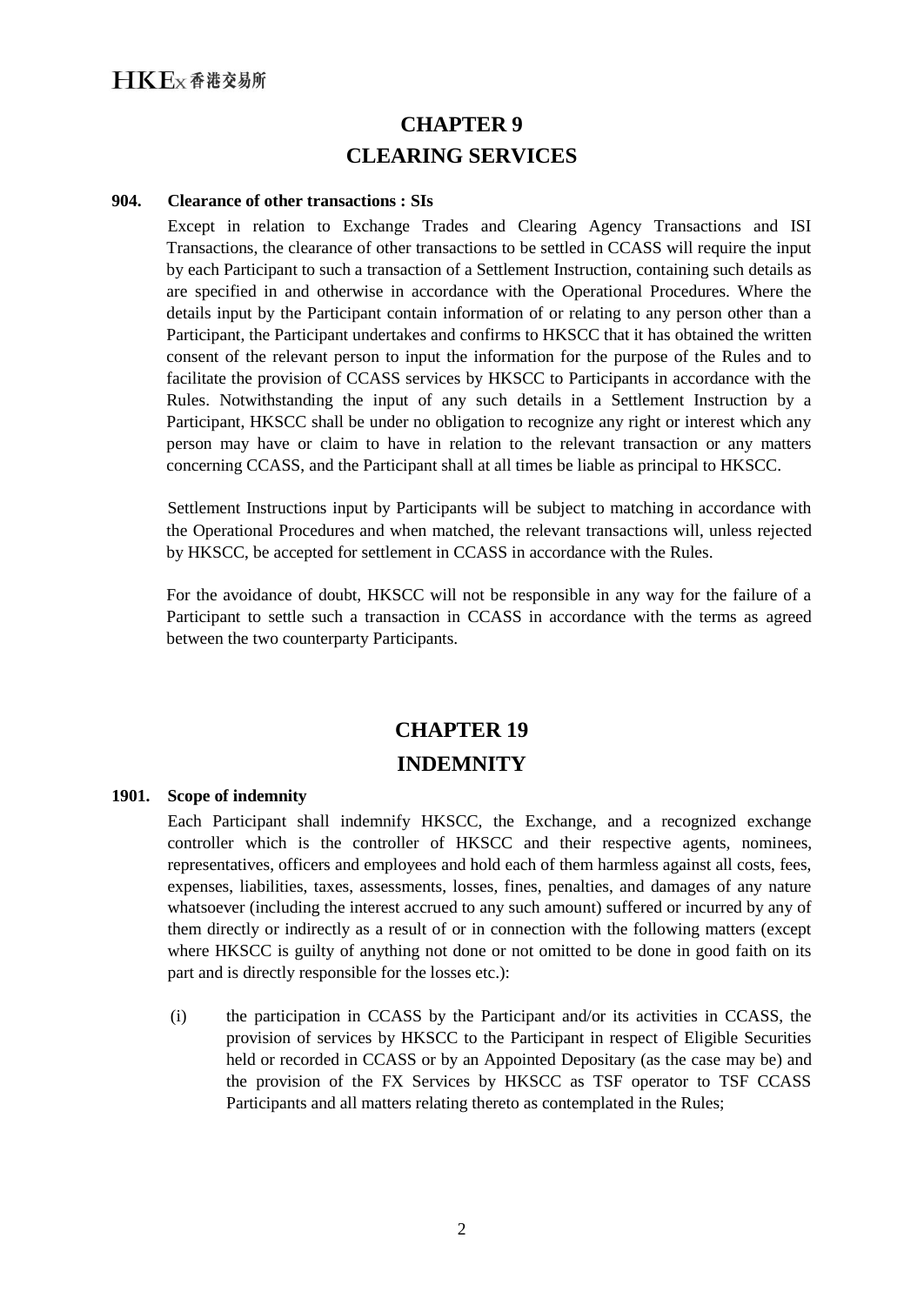# CHAPTER 9
# CLEARING SERVICES

**904. Clearance of other transactions : SIs**

Except in relation to Exchange Trades and Clearing Agency Transactions and ISI Transactions, the clearance of other transactions to be settled in CCASS will require the input by each Participant to such a transaction of a Settlement Instruction, containing such details as are specified in and otherwise in accordance with the Operational Procedures. Where the details input by the Participant contain information of or relating to any person other than a Participant, the Participant undertakes and confirms to HKSCC that it has obtained the written consent of the relevant person to input the information for the purpose of the Rules and to facilitate the provision of CCASS services by HKSCC to Participants in accordance with the Rules. Notwithstanding the input of any such details in a Settlement Instruction by a Participant, HKSCC shall be under no obligation to recognize any right or interest which any person may have or claim to have in relation to the relevant transaction or any matters concerning CCASS, and the Participant shall at all times be liable as principal to HKSCC.

Settlement Instructions input by Participants will be subject to matching in accordance with the Operational Procedures and when matched, the relevant transactions will, unless rejected by HKSCC, be accepted for settlement in CCASS in accordance with the Rules.

For the avoidance of doubt, HKSCC will not be responsible in any way for the failure of a Participant to settle such a transaction in CCASS in accordance with the terms as agreed between the two counterparty Participants.

# CHAPTER 19
# INDEMNITY

**1901. Scope of indemnity**

Each Participant shall indemnify HKSCC, the Exchange, and a recognized exchange controller which is the controller of HKSCC and their respective agents, nominees, representatives, officers and employees and hold each of them harmless against all costs, fees, expenses, liabilities, taxes, assessments, losses, fines, penalties, and damages of any nature whatsoever (including the interest accrued to any such amount) suffered or incurred by any of them directly or indirectly as a result of or in connection with the following matters (except where HKSCC is guilty of anything not done or not omitted to be done in good faith on its part and is directly responsible for the losses etc.):

(i) the participation in CCASS by the Participant and/or its activities in CCASS, the provision of services by HKSCC to the Participant in respect of Eligible Securities held or recorded in CCASS or by an Appointed Depositary (as the case may be) and the provision of the FX Services by HKSCC as TSF operator to TSF CCASS Participants and all matters relating thereto as contemplated in the Rules;